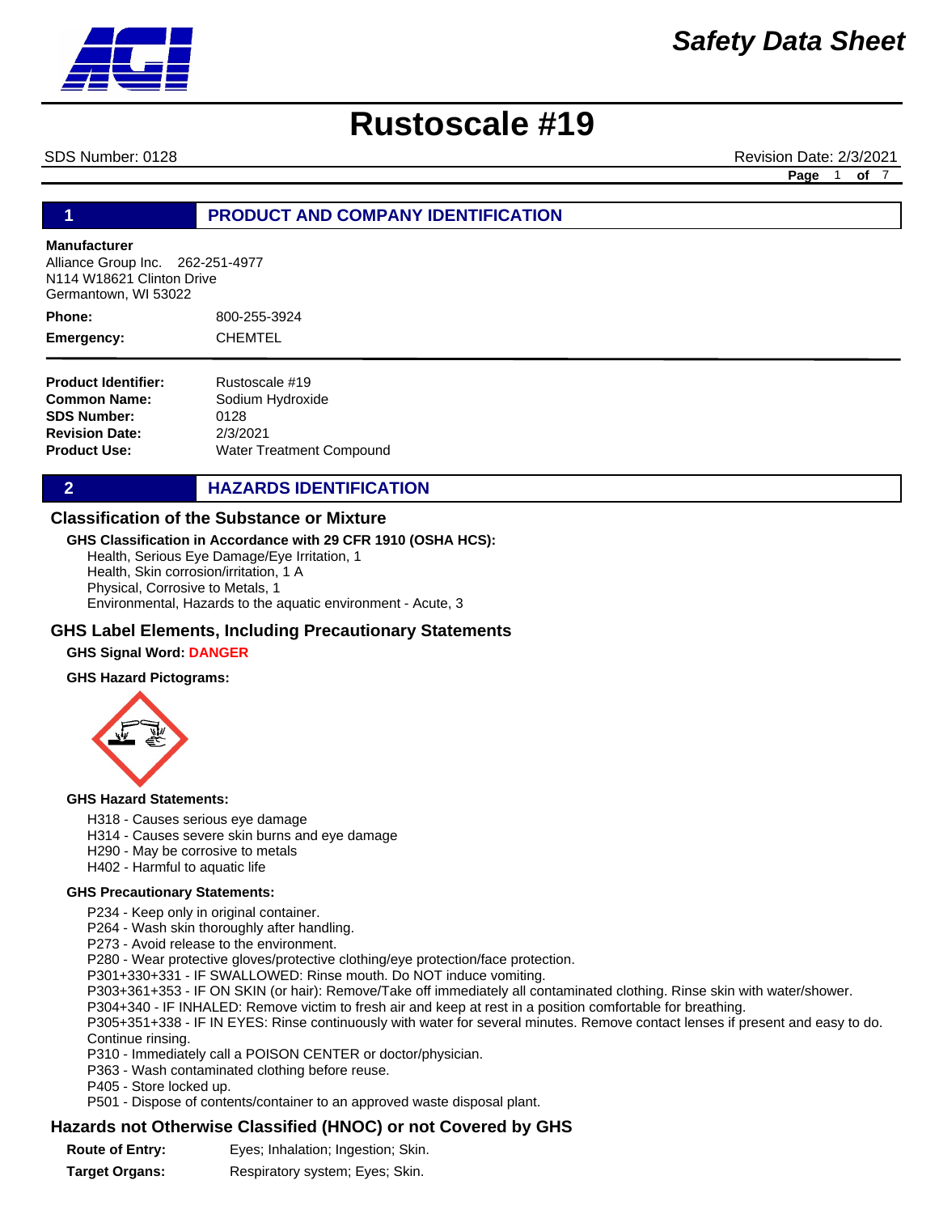# Safety Data Sheet

# Rustoscale #19

SDS Number: 0128 | Revision Date: 2/3/2021

## 1 PRODUCT AND COMPANY IDENTIFICATION

**Manufacturer**
Alliance Group Inc. 262-251-4977
N114 W18621 Clinton Drive
Germantown, WI 53022

**Phone:** 800-255-3924
**Emergency:** CHEMTEL

**Product Identifier:** Rustoscale #19
**Common Name:** Sodium Hydroxide
**SDS Number:** 0128
**Revision Date:** 2/3/2021
**Product Use:** Water Treatment Compound

## 2 HAZARDS IDENTIFICATION

### Classification of the Substance or Mixture

**GHS Classification in Accordance with 29 CFR 1910 (OSHA HCS):**

Health, Serious Eye Damage/Eye Irritation, 1
Health, Skin corrosion/irritation, 1 A
Physical, Corrosive to Metals, 1
Environmental, Hazards to the aquatic environment - Acute, 3

### GHS Label Elements, Including Precautionary Statements

**GHS Signal Word:** DANGER

**GHS Hazard Pictograms:**

**GHS Hazard Statements:**

H318 - Causes serious eye damage
H314 - Causes severe skin burns and eye damage
H290 - May be corrosive to metals
H402 - Harmful to aquatic life

**GHS Precautionary Statements:**

P234 - Keep only in original container.
P264 - Wash skin thoroughly after handling.
P273 - Avoid release to the environment.
P280 - Wear protective gloves/protective clothing/eye protection/face protection.
P301+330+331 - IF SWALLOWED: Rinse mouth. Do NOT induce vomiting.
P303+361+353 - IF ON SKIN (or hair): Remove/Take off immediately all contaminated clothing. Rinse skin with water/shower.
P304+340 - IF INHALED: Remove victim to fresh air and keep at rest in a position comfortable for breathing.
P305+351+338 - IF IN EYES: Rinse continuously with water for several minutes. Remove contact lenses if present and easy to do. Continue rinsing.
P310 - Immediately call a POISON CENTER or doctor/physician.
P363 - Wash contaminated clothing before reuse.
P405 - Store locked up.
P501 - Dispose of contents/container to an approved waste disposal plant.

### Hazards not Otherwise Classified (HNOC) or not Covered by GHS

**Route of Entry:** Eyes; Inhalation; Ingestion; Skin.
**Target Organs:** Respiratory system; Eyes; Skin.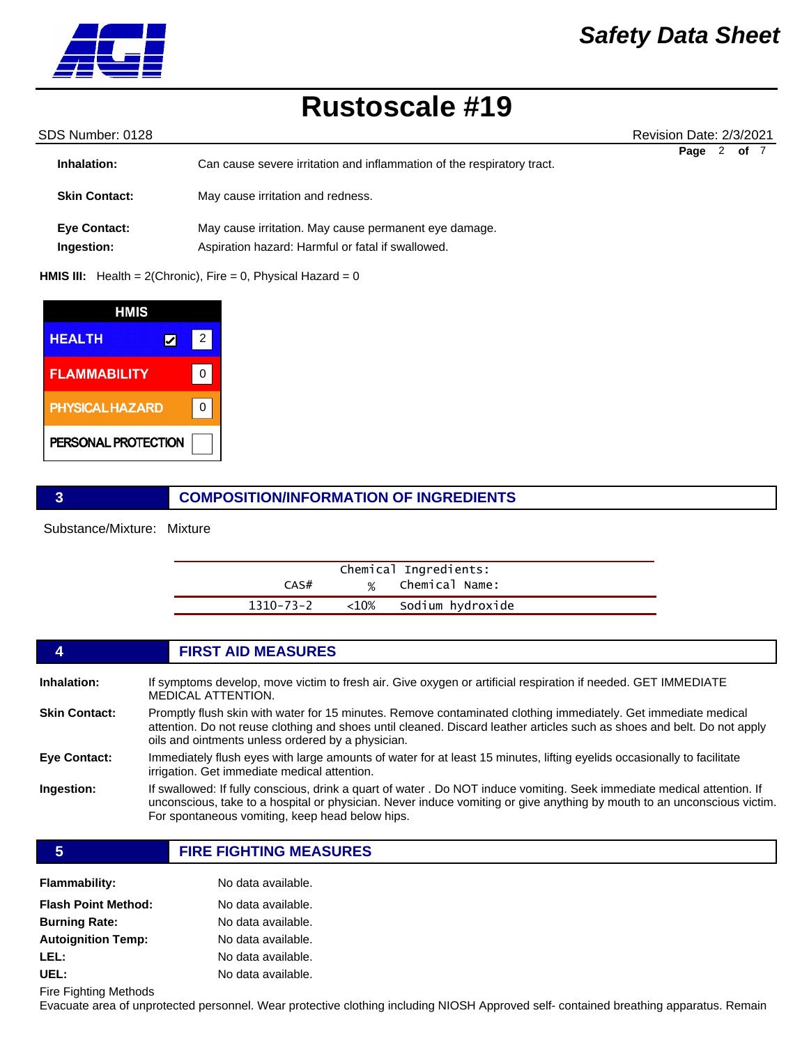| | |
|---|---|
| **Inhalation:** | Can cause severe irritation and inflammation of the respiratory tract. |
| **Skin Contact:** | May cause irritation and redness. |
| **Eye Contact:** | May cause irritation. May cause permanent eye damage. |
| **Ingestion:** | Aspiration hazard: Harmful or fatal if swallowed. |

**HMIS III:** Health = 2(Chronic), Fire = 0, Physical Hazard = 0

| HMIS | |
|---|---|
| HEALTH ☑ | 2 |
| FLAMMABILITY | 0 |
| PHYSICAL HAZARD | 0 |
| PERSONAL PROTECTION | |

## 3 COMPOSITION/INFORMATION OF INGREDIENTS

Substance/Mixture: Mixture

Chemical Ingredients:

| CAS# | % | Chemical Name: |
|---|---|---|
| 1310-73-2 | <10% | Sodium hydroxide |

## 4 FIRST AID MEASURES

**Inhalation:** If symptoms develop, move victim to fresh air. Give oxygen or artificial respiration if needed. GET IMMEDIATE MEDICAL ATTENTION.

**Skin Contact:** Promptly flush skin with water for 15 minutes. Remove contaminated clothing immediately. Get immediate medical attention. Do not reuse clothing and shoes until cleaned. Discard leather articles such as shoes and belt. Do not apply oils and ointments unless ordered by a physician.

**Eye Contact:** Immediately flush eyes with large amounts of water for at least 15 minutes, lifting eyelids occasionally to facilitate irrigation. Get immediate medical attention.

**Ingestion:** If swallowed: If fully conscious, drink a quart of water . Do NOT induce vomiting. Seek immediate medical attention. If unconscious, take to a hospital or physician. Never induce vomiting or give anything by mouth to an unconscious victim. For spontaneous vomiting, keep head below hips.

## 5 FIRE FIGHTING MEASURES

| | |
|---|---|
| **Flammability:** | No data available. |
| **Flash Point Method:** | No data available. |
| **Burning Rate:** | No data available. |
| **Autoignition Temp:** | No data available. |
| **LEL:** | No data available. |
| **UEL:** | No data available. |

Fire Fighting Methods

Evacuate area of unprotected personnel. Wear protective clothing including NIOSH Approved self- contained breathing apparatus. Remain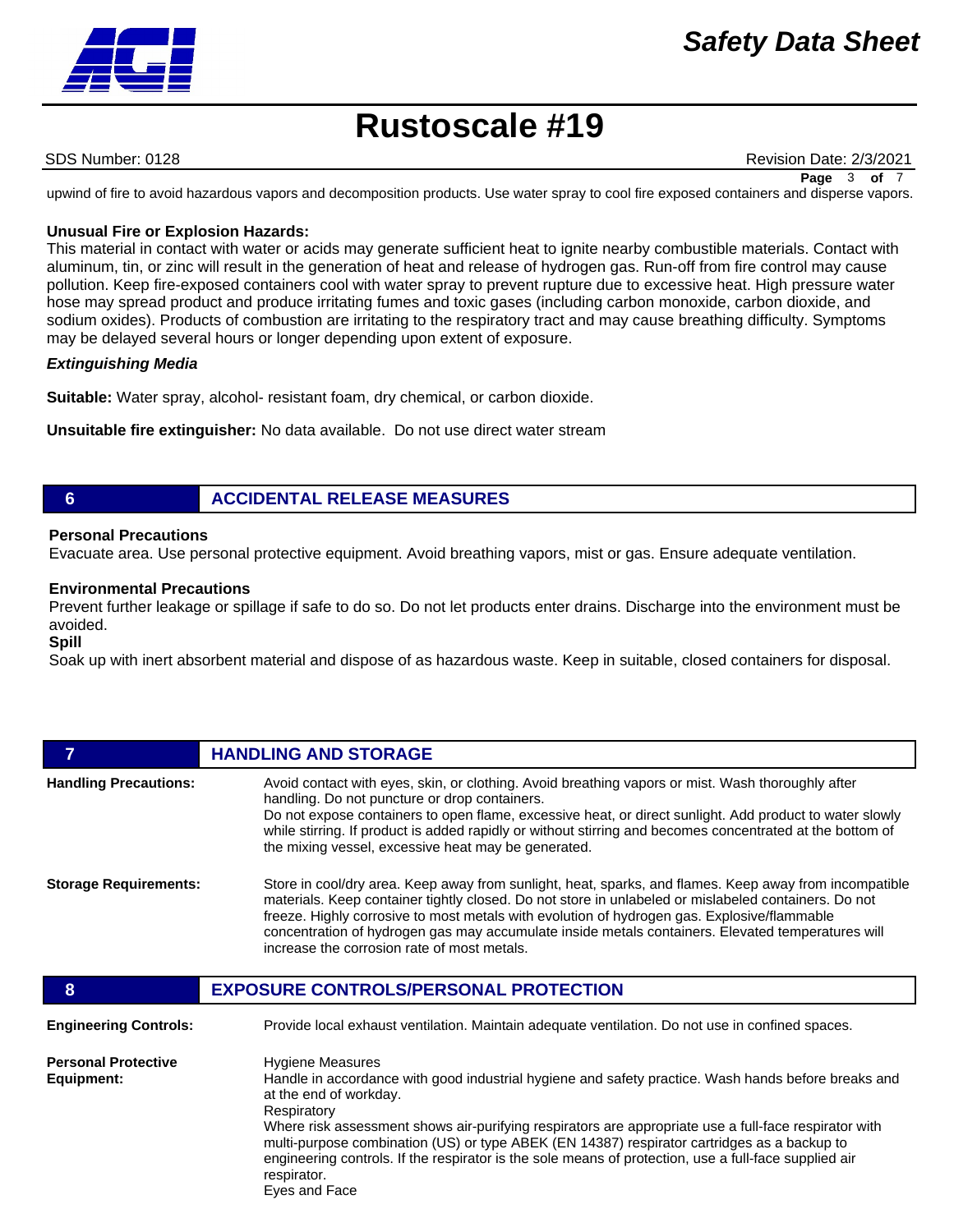upwind of fire to avoid hazardous vapors and decomposition products. Use water spray to cool fire exposed containers and disperse vapors.

**Unusual Fire or Explosion Hazards:**
This material in contact with water or acids may generate sufficient heat to ignite nearby combustible materials. Contact with aluminum, tin, or zinc will result in the generation of heat and release of hydrogen gas. Run-off from fire control may cause pollution. Keep fire-exposed containers cool with water spray to prevent rupture due to excessive heat. High pressure water hose may spread product and produce irritating fumes and toxic gases (including carbon monoxide, carbon dioxide, and sodium oxides). Products of combustion are irritating to the respiratory tract and may cause breathing difficulty. Symptoms may be delayed several hours or longer depending upon extent of exposure.

***Extinguishing Media***

**Suitable:** Water spray, alcohol- resistant foam, dry chemical, or carbon dioxide.

**Unsuitable fire extinguisher:** No data available. Do not use direct water stream

## 6 ACCIDENTAL RELEASE MEASURES

**Personal Precautions**
Evacuate area. Use personal protective equipment. Avoid breathing vapors, mist or gas. Ensure adequate ventilation.

**Environmental Precautions**
Prevent further leakage or spillage if safe to do so. Do not let products enter drains. Discharge into the environment must be avoided.

**Spill**
Soak up with inert absorbent material and dispose of as hazardous waste. Keep in suitable, closed containers for disposal.

## 7 HANDLING AND STORAGE

**Handling Precautions:**
Avoid contact with eyes, skin, or clothing. Avoid breathing vapors or mist. Wash thoroughly after handling. Do not puncture or drop containers.
Do not expose containers to open flame, excessive heat, or direct sunlight. Add product to water slowly while stirring. If product is added rapidly or without stirring and becomes concentrated at the bottom of the mixing vessel, excessive heat may be generated.

**Storage Requirements:**
Store in cool/dry area. Keep away from sunlight, heat, sparks, and flames. Keep away from incompatible materials. Keep container tightly closed. Do not store in unlabeled or mislabeled containers. Do not freeze. Highly corrosive to most metals with evolution of hydrogen gas. Explosive/flammable concentration of hydrogen gas may accumulate inside metals containers. Elevated temperatures will increase the corrosion rate of most metals.

## 8 EXPOSURE CONTROLS/PERSONAL PROTECTION

**Engineering Controls:**
Provide local exhaust ventilation. Maintain adequate ventilation. Do not use in confined spaces.

**Personal Protective Equipment:**
Hygiene Measures
Handle in accordance with good industrial hygiene and safety practice. Wash hands before breaks and at the end of workday.
Respiratory
Where risk assessment shows air-purifying respirators are appropriate use a full-face respirator with multi-purpose combination (US) or type ABEK (EN 14387) respirator cartridges as a backup to engineering controls. If the respirator is the sole means of protection, use a full-face supplied air respirator.
Eyes and Face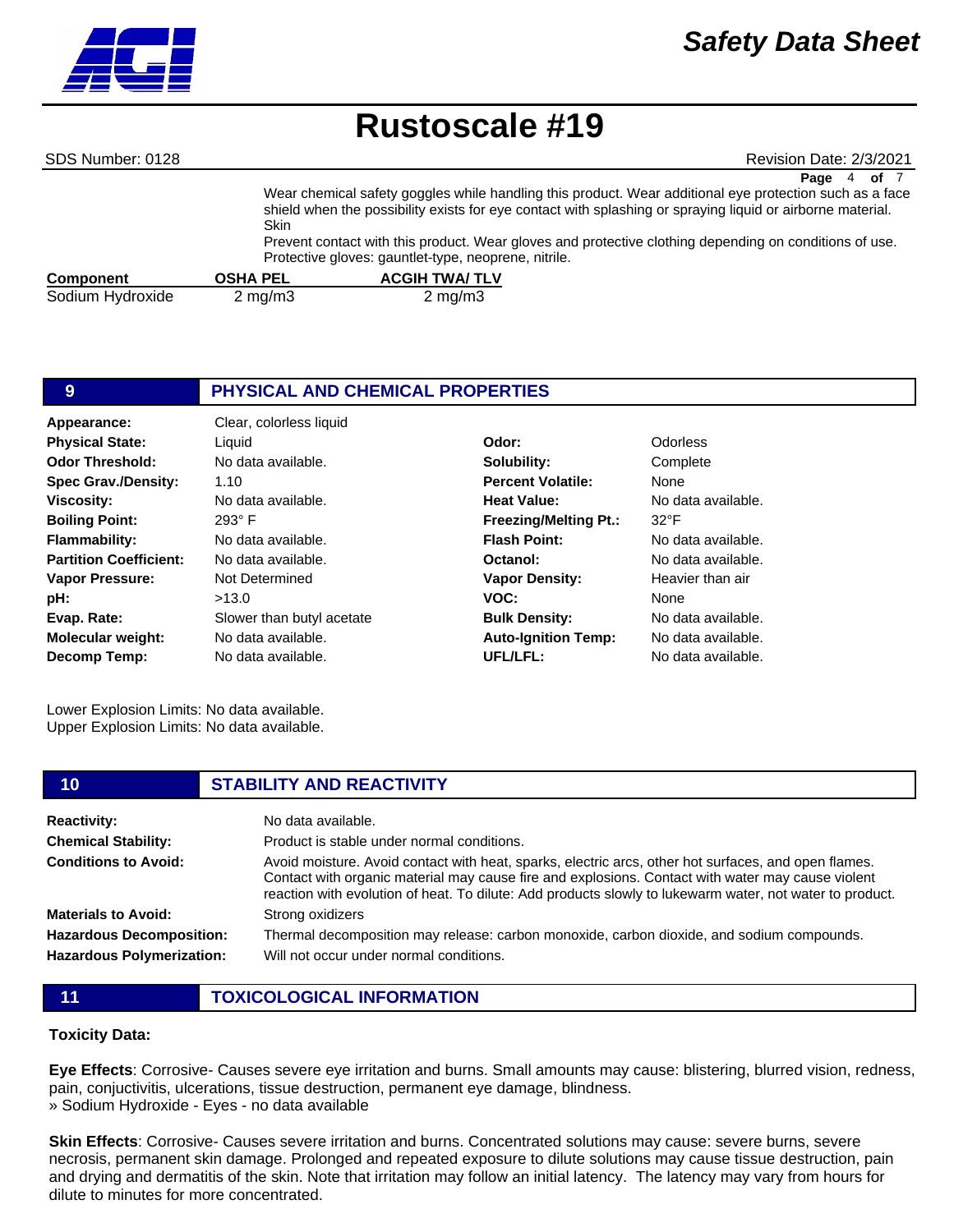Wear chemical safety goggles while handling this product. Wear additional eye protection such as a face shield when the possibility exists for eye contact with splashing or spraying liquid or airborne material.

Skin

Prevent contact with this product. Wear gloves and protective clothing depending on conditions of use. Protective gloves: gauntlet-type, neoprene, nitrile.

| Component | OSHA PEL | ACGIH TWA/ TLV |
|---|---|---|
| Sodium Hydroxide | 2 mg/m3 | 2 mg/m3 |

## 9 PHYSICAL AND CHEMICAL PROPERTIES

| | | | |
|---|---|---|---|
| **Appearance:** | Clear, colorless liquid | | |
| **Physical State:** | Liquid | **Odor:** | Odorless |
| **Odor Threshold:** | No data available. | **Solubility:** | Complete |
| **Spec Grav./Density:** | 1.10 | **Percent Volatile:** | None |
| **Viscosity:** | No data available. | **Heat Value:** | No data available. |
| **Boiling Point:** | 293° F | **Freezing/Melting Pt.:** | 32°F |
| **Flammability:** | No data available. | **Flash Point:** | No data available. |
| **Partition Coefficient:** | No data available. | **Octanol:** | No data available. |
| **Vapor Pressure:** | Not Determined | **Vapor Density:** | Heavier than air |
| **pH:** | >13.0 | **VOC:** | None |
| **Evap. Rate:** | Slower than butyl acetate | **Bulk Density:** | No data available. |
| **Molecular weight:** | No data available. | **Auto-Ignition Temp:** | No data available. |
| **Decomp Temp:** | No data available. | **UFL/LFL:** | No data available. |

Lower Explosion Limits: No data available.
Upper Explosion Limits: No data available.

## 10 STABILITY AND REACTIVITY

**Reactivity:** No data available.

**Chemical Stability:** Product is stable under normal conditions.

**Conditions to Avoid:** Avoid moisture. Avoid contact with heat, sparks, electric arcs, other hot surfaces, and open flames. Contact with organic material may cause fire and explosions. Contact with water may cause violent reaction with evolution of heat. To dilute: Add products slowly to lukewarm water, not water to product.

**Materials to Avoid:** Strong oxidizers

**Hazardous Decomposition:** Thermal decomposition may release: carbon monoxide, carbon dioxide, and sodium compounds.

**Hazardous Polymerization:** Will not occur under normal conditions.

## 11 TOXICOLOGICAL INFORMATION

**Toxicity Data:**

**Eye Effects**: Corrosive- Causes severe eye irritation and burns. Small amounts may cause: blistering, blurred vision, redness, pain, conjuctivitis, ulcerations, tissue destruction, permanent eye damage, blindness.
» Sodium Hydroxide - Eyes - no data available

**Skin Effects**: Corrosive- Causes severe irritation and burns. Concentrated solutions may cause: severe burns, severe necrosis, permanent skin damage. Prolonged and repeated exposure to dilute solutions may cause tissue destruction, pain and drying and dermatitis of the skin. Note that irritation may follow an initial latency. The latency may vary from hours for dilute to minutes for more concentrated.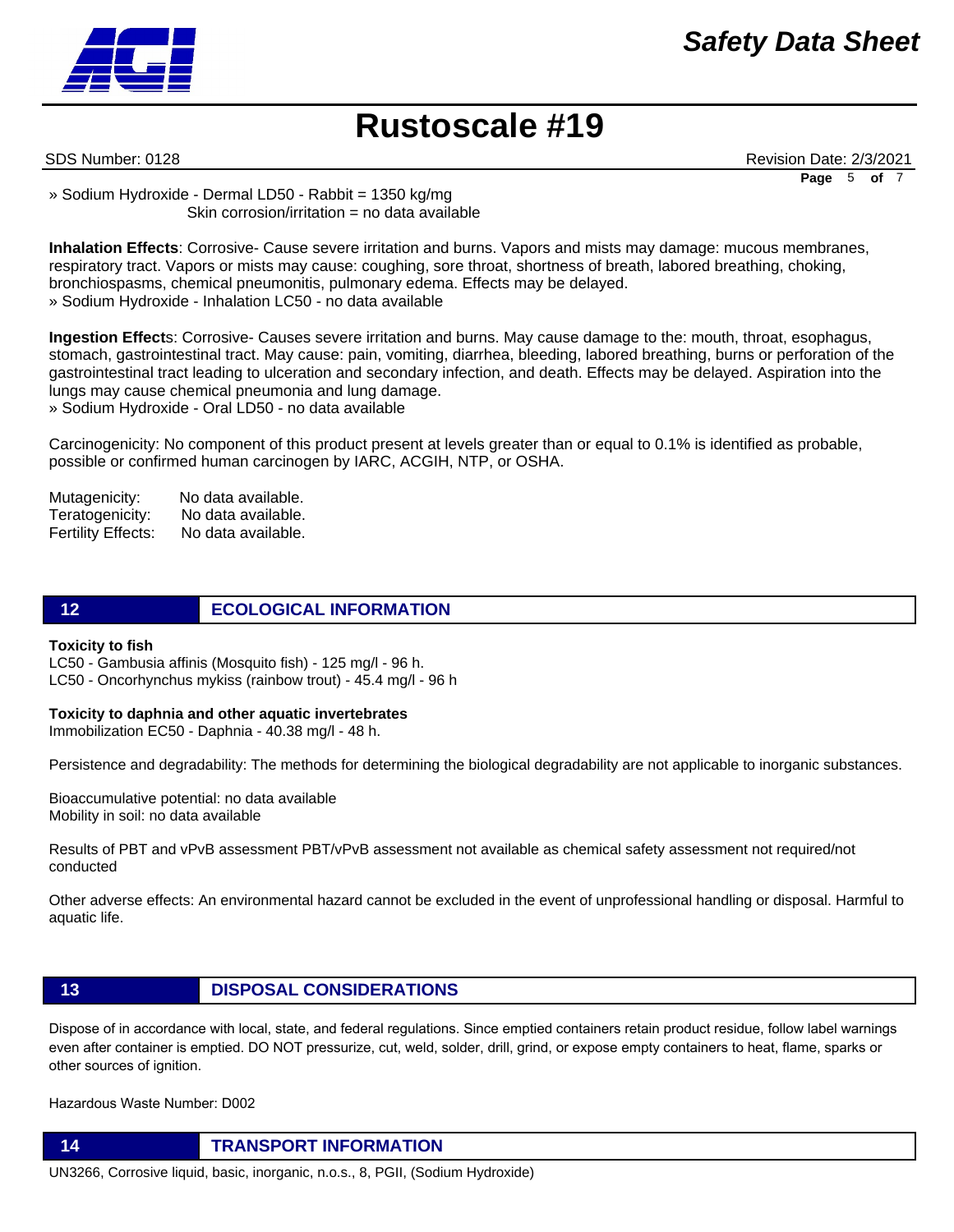» Sodium Hydroxide - Dermal LD50 - Rabbit = 1350 kg/mg
Skin corrosion/irritation = no data available

**Inhalation Effects**: Corrosive- Cause severe irritation and burns. Vapors and mists may damage: mucous membranes, respiratory tract. Vapors or mists may cause: coughing, sore throat, shortness of breath, labored breathing, choking, bronchiospasms, chemical pneumonitis, pulmonary edema. Effects may be delayed.
» Sodium Hydroxide - Inhalation LC50 - no data available

**Ingestion Effect**s: Corrosive- Causes severe irritation and burns. May cause damage to the: mouth, throat, esophagus, stomach, gastrointestinal tract. May cause: pain, vomiting, diarrhea, bleeding, labored breathing, burns or perforation of the gastrointestinal tract leading to ulceration and secondary infection, and death. Effects may be delayed. Aspiration into the lungs may cause chemical pneumonia and lung damage.
» Sodium Hydroxide - Oral LD50 - no data available

Carcinogenicity: No component of this product present at levels greater than or equal to 0.1% is identified as probable, possible or confirmed human carcinogen by IARC, ACGIH, NTP, or OSHA.

Mutagenicity: No data available.
Teratogenicity: No data available.
Fertility Effects: No data available.

## 12 ECOLOGICAL INFORMATION

**Toxicity to fish**
LC50 - Gambusia affinis (Mosquito fish) - 125 mg/l - 96 h.
LC50 - Oncorhynchus mykiss (rainbow trout) - 45.4 mg/l - 96 h

**Toxicity to daphnia and other aquatic invertebrates**
Immobilization EC50 - Daphnia - 40.38 mg/l - 48 h.

Persistence and degradability: The methods for determining the biological degradability are not applicable to inorganic substances.

Bioaccumulative potential: no data available
Mobility in soil: no data available

Results of PBT and vPvB assessment PBT/vPvB assessment not available as chemical safety assessment not required/not conducted

Other adverse effects: An environmental hazard cannot be excluded in the event of unprofessional handling or disposal. Harmful to aquatic life.

## 13 DISPOSAL CONSIDERATIONS

Dispose of in accordance with local, state, and federal regulations. Since emptied containers retain product residue, follow label warnings even after container is emptied. DO NOT pressurize, cut, weld, solder, drill, grind, or expose empty containers to heat, flame, sparks or other sources of ignition.

Hazardous Waste Number: D002

## 14 TRANSPORT INFORMATION

UN3266, Corrosive liquid, basic, inorganic, n.o.s., 8, PGII, (Sodium Hydroxide)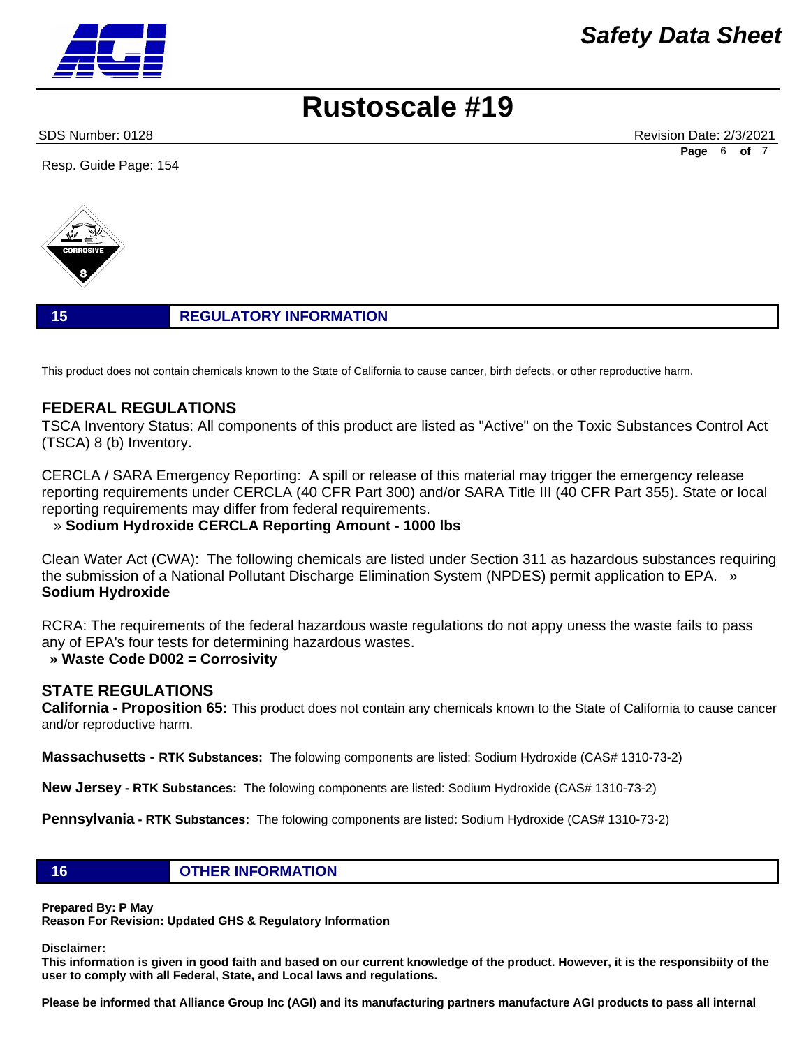Resp. Guide Page: 154

## 15 REGULATORY INFORMATION

This product does not contain chemicals known to the State of California to cause cancer, birth defects, or other reproductive harm.

### FEDERAL REGULATIONS

TSCA Inventory Status: All components of this product are listed as "Active" on the Toxic Substances Control Act (TSCA) 8 (b) Inventory.

CERCLA / SARA Emergency Reporting: A spill or release of this material may trigger the emergency release reporting requirements under CERCLA (40 CFR Part 300) and/or SARA Title III (40 CFR Part 355). State or local reporting requirements may differ from federal requirements.
» **Sodium Hydroxide CERCLA Reporting Amount - 1000 lbs**

Clean Water Act (CWA): The following chemicals are listed under Section 311 as hazardous substances requiring the submission of a National Pollutant Discharge Elimination System (NPDES) permit application to EPA. » **Sodium Hydroxide**

RCRA: The requirements of the federal hazardous waste regulations do not appy uness the waste fails to pass any of EPA's four tests for determining hazardous wastes.
**» Waste Code D002 = Corrosivity**

### STATE REGULATIONS

**California - Proposition 65:** This product does not contain any chemicals known to the State of California to cause cancer and/or reproductive harm.

**Massachusetts - RTK Substances:** The folowing components are listed: Sodium Hydroxide (CAS# 1310-73-2)

**New Jersey - RTK Substances:** The folowing components are listed: Sodium Hydroxide (CAS# 1310-73-2)

**Pennsylvania - RTK Substances:** The folowing components are listed: Sodium Hydroxide (CAS# 1310-73-2)

## 16 OTHER INFORMATION

**Prepared By: P May**
**Reason For Revision: Updated GHS & Regulatory Information**

**Disclaimer:**
**This information is given in good faith and based on our current knowledge of the product. However, it is the responsibiity of the user to comply with all Federal, State, and Local laws and regulations.**

**Please be informed that Alliance Group Inc (AGI) and its manufacturing partners manufacture AGI products to pass all internal**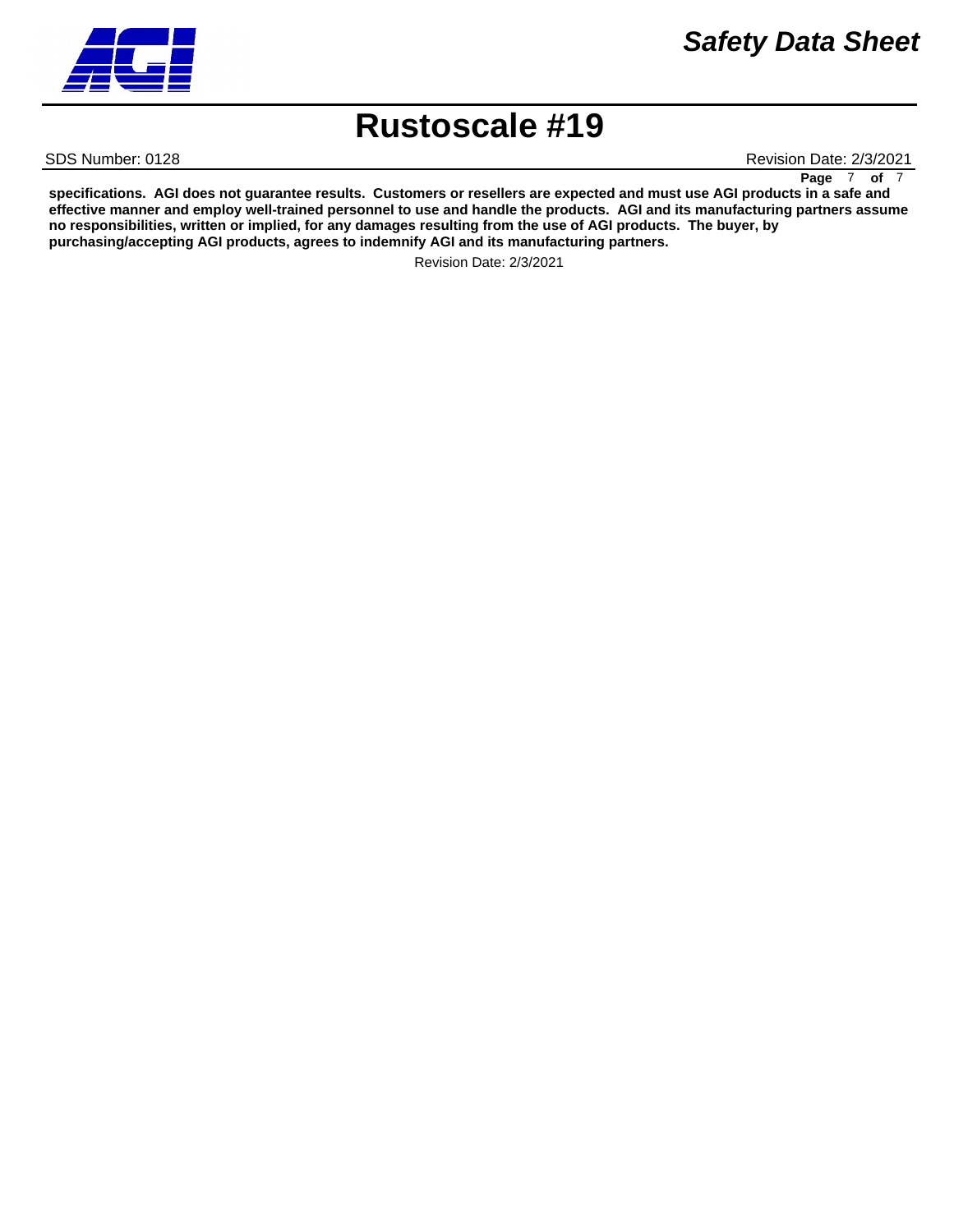**specifications. AGI does not guarantee results. Customers or resellers are expected and must use AGI products in a safe and effective manner and employ well-trained personnel to use and handle the products. AGI and its manufacturing partners assume no responsibilities, written or implied, for any damages resulting from the use of AGI products. The buyer, by purchasing/accepting AGI products, agrees to indemnify AGI and its manufacturing partners.**

Revision Date: 2/3/2021